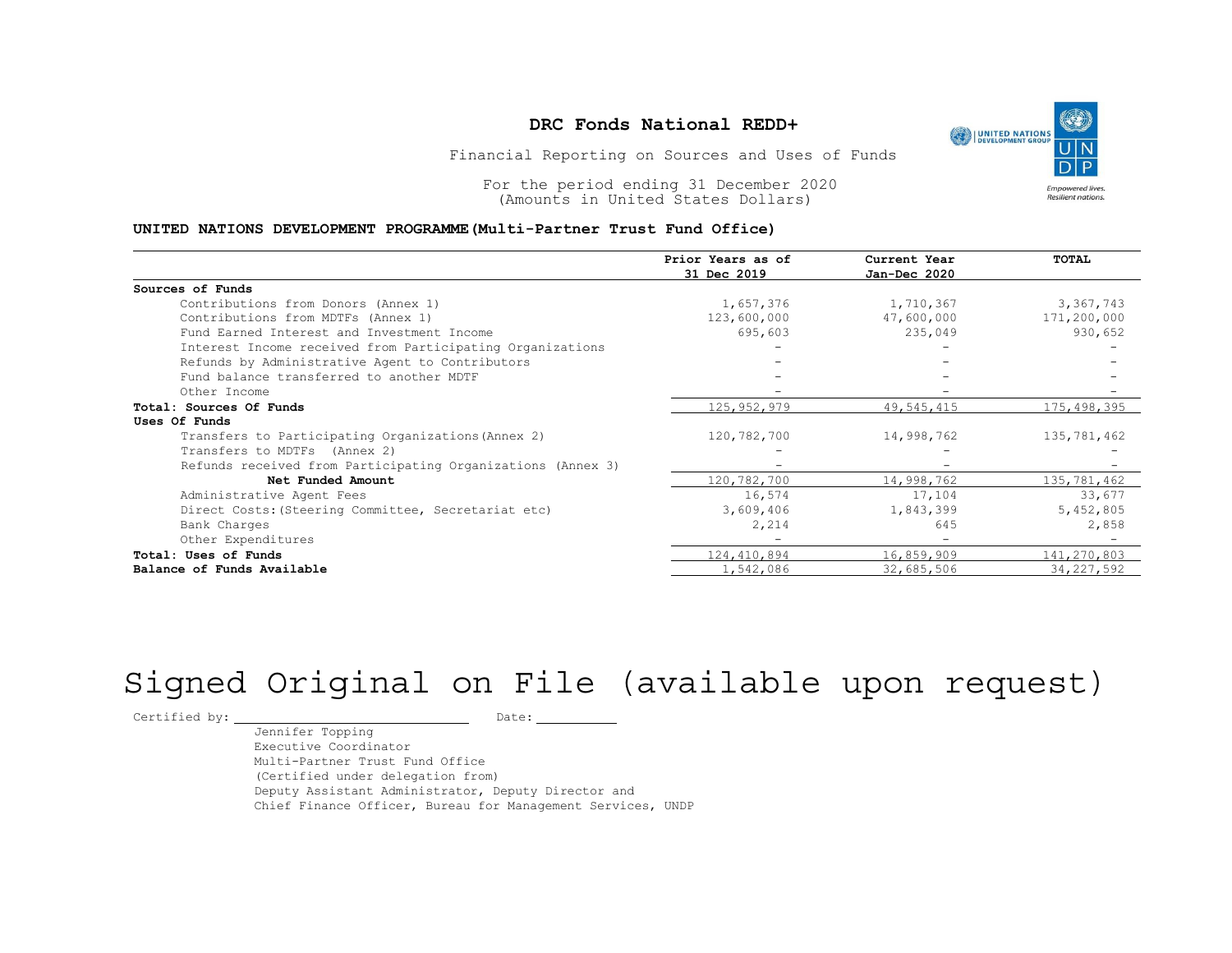# DRC Fonds National REDD+

Financial Reporting on Sources and Uses of Funds

For the period ending 31 December 2020
(Amounts in United States Dollars)

**UNITED NATIONS DEVELOPMENT PROGRAMME(Multi-Partner Trust Fund Office)**

| | Prior Years as of 31 Dec 2019 | Current Year Jan-Dec 2020 | TOTAL |
|---|---|---|---|
| **Sources of Funds** | | | |
| Contributions from Donors (Annex 1) | 1,657,376 | 1,710,367 | 3,367,743 |
| Contributions from MDTFs (Annex 1) | 123,600,000 | 47,600,000 | 171,200,000 |
| Fund Earned Interest and Investment Income | 695,603 | 235,049 | 930,652 |
| Interest Income received from Participating Organizations | - | - | - |
| Refunds by Administrative Agent to Contributors | - | - | - |
| Fund balance transferred to another MDTF | - | - | - |
| Other Income | - | - | - |
| **Total: Sources Of Funds** | 125,952,979 | 49,545,415 | 175,498,395 |
| **Uses Of Funds** | | | |
| Transfers to Participating Organizations(Annex 2) | 120,782,700 | 14,998,762 | 135,781,462 |
| Transfers to MDTFs (Annex 2) | - | - | - |
| Refunds received from Participating Organizations (Annex 3) | - | - | - |
| **Net Funded Amount** | 120,782,700 | 14,998,762 | 135,781,462 |
| Administrative Agent Fees | 16,574 | 17,104 | 33,677 |
| Direct Costs:(Steering Committee, Secretariat etc) | 3,609,406 | 1,843,399 | 5,452,805 |
| Bank Charges | 2,214 | 645 | 2,858 |
| Other Expenditures | - | - | - |
| **Total: Uses of Funds** | 124,410,894 | 16,859,909 | 141,270,803 |
| **Balance of Funds Available** | 1,542,086 | 32,685,506 | 34,227,592 |

Signed Original on File (available upon request)

Certified by: ______________________ Date: __________

Jennifer Topping
Executive Coordinator
Multi-Partner Trust Fund Office
(Certified under delegation from)
Deputy Assistant Administrator, Deputy Director and
Chief Finance Officer, Bureau for Management Services, UNDP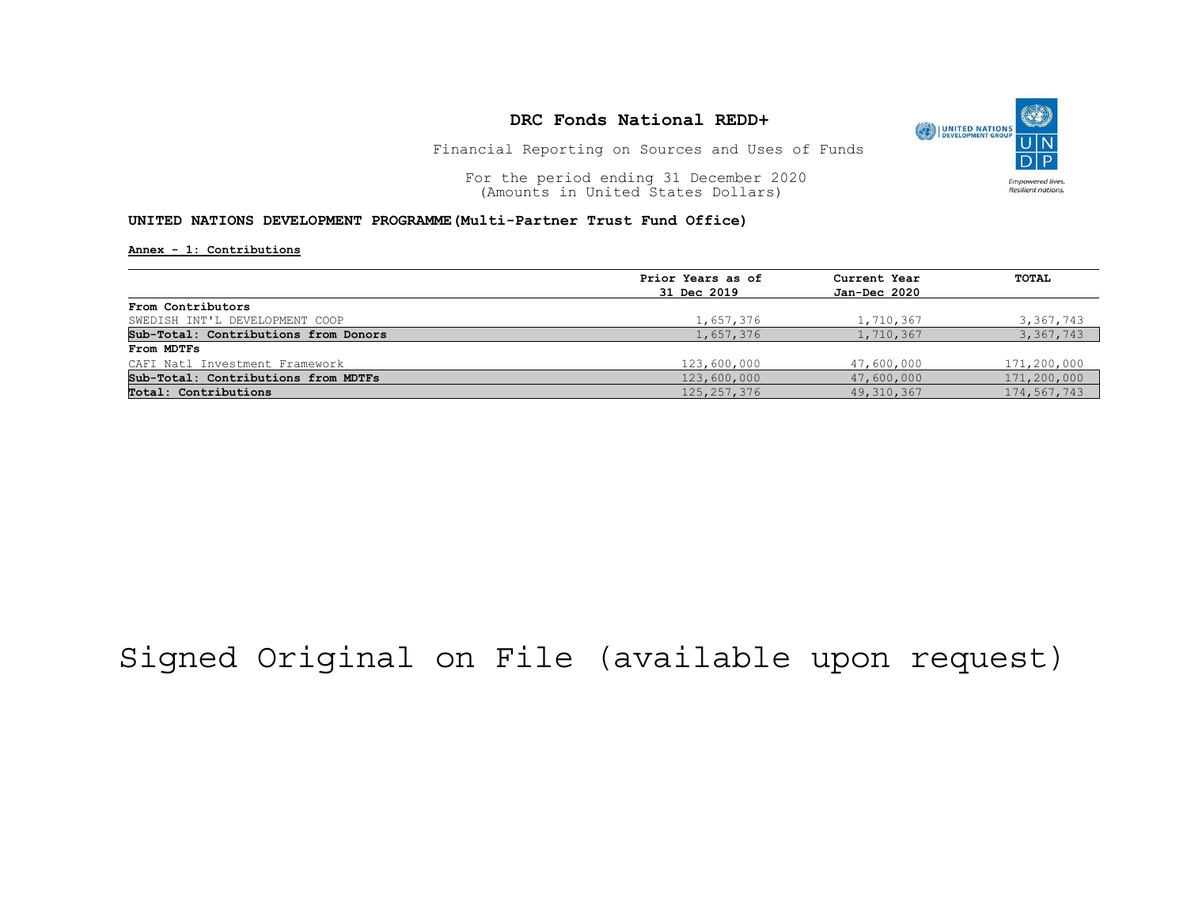# DRC Fonds National REDD+

Financial Reporting on Sources and Uses of Funds

For the period ending 31 December 2020
(Amounts in United States Dollars)

**UNITED NATIONS DEVELOPMENT PROGRAMME (Multi-Partner Trust Fund Office)**

**Annex - 1: Contributions**

| | Prior Years as of 31 Dec 2019 | Current Year Jan-Dec 2020 | TOTAL |
|---|---|---|---|
| **From Contributors** | | | |
| SWEDISH INT'L DEVELOPMENT COOP | 1,657,376 | 1,710,367 | 3,367,743 |
| **Sub-Total: Contributions from Donors** | 1,657,376 | 1,710,367 | 3,367,743 |
| **From MDTFs** | | | |
| CAFI Natl Investment Framework | 123,600,000 | 47,600,000 | 171,200,000 |
| **Sub-Total: Contributions from MDTFs** | 123,600,000 | 47,600,000 | 171,200,000 |
| **Total: Contributions** | 125,257,376 | 49,310,367 | 174,567,743 |

Signed Original on File (available upon request)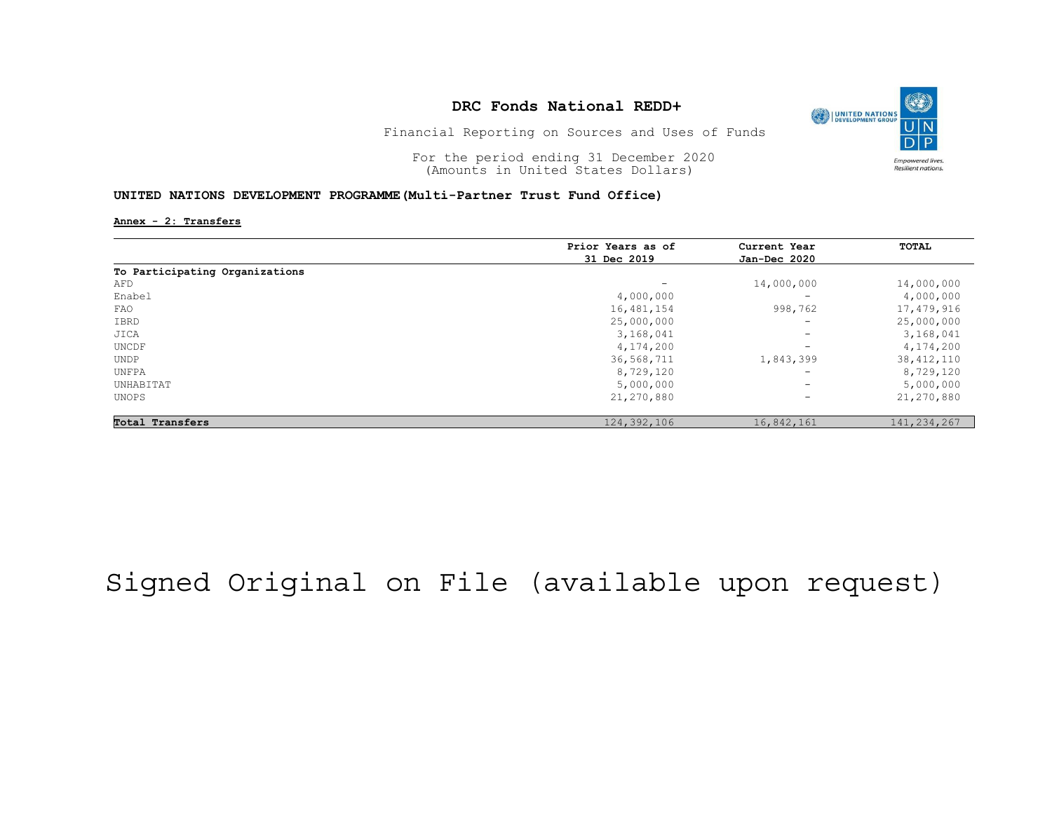# DRC Fonds National REDD+

Financial Reporting on Sources and Uses of Funds

For the period ending 31 December 2020
(Amounts in United States Dollars)

**UNITED NATIONS DEVELOPMENT PROGRAMME (Multi-Partner Trust Fund Office)**

**Annex - 2: Transfers**

| | Prior Years as of 31 Dec 2019 | Current Year Jan-Dec 2020 | TOTAL |
|---|---|---|---|
| **To Participating Organizations** | | | |
| AFD | - | 14,000,000 | 14,000,000 |
| Enabel | 4,000,000 | - | 4,000,000 |
| FAO | 16,481,154 | 998,762 | 17,479,916 |
| IBRD | 25,000,000 | - | 25,000,000 |
| JICA | 3,168,041 | - | 3,168,041 |
| UNCDF | 4,174,200 | - | 4,174,200 |
| UNDP | 36,568,711 | 1,843,399 | 38,412,110 |
| UNFPA | 8,729,120 | - | 8,729,120 |
| UNHABITAT | 5,000,000 | - | 5,000,000 |
| UNOPS | 21,270,880 | - | 21,270,880 |
| **Total Transfers** | 124,392,106 | 16,842,161 | 141,234,267 |

Signed Original on File (available upon request)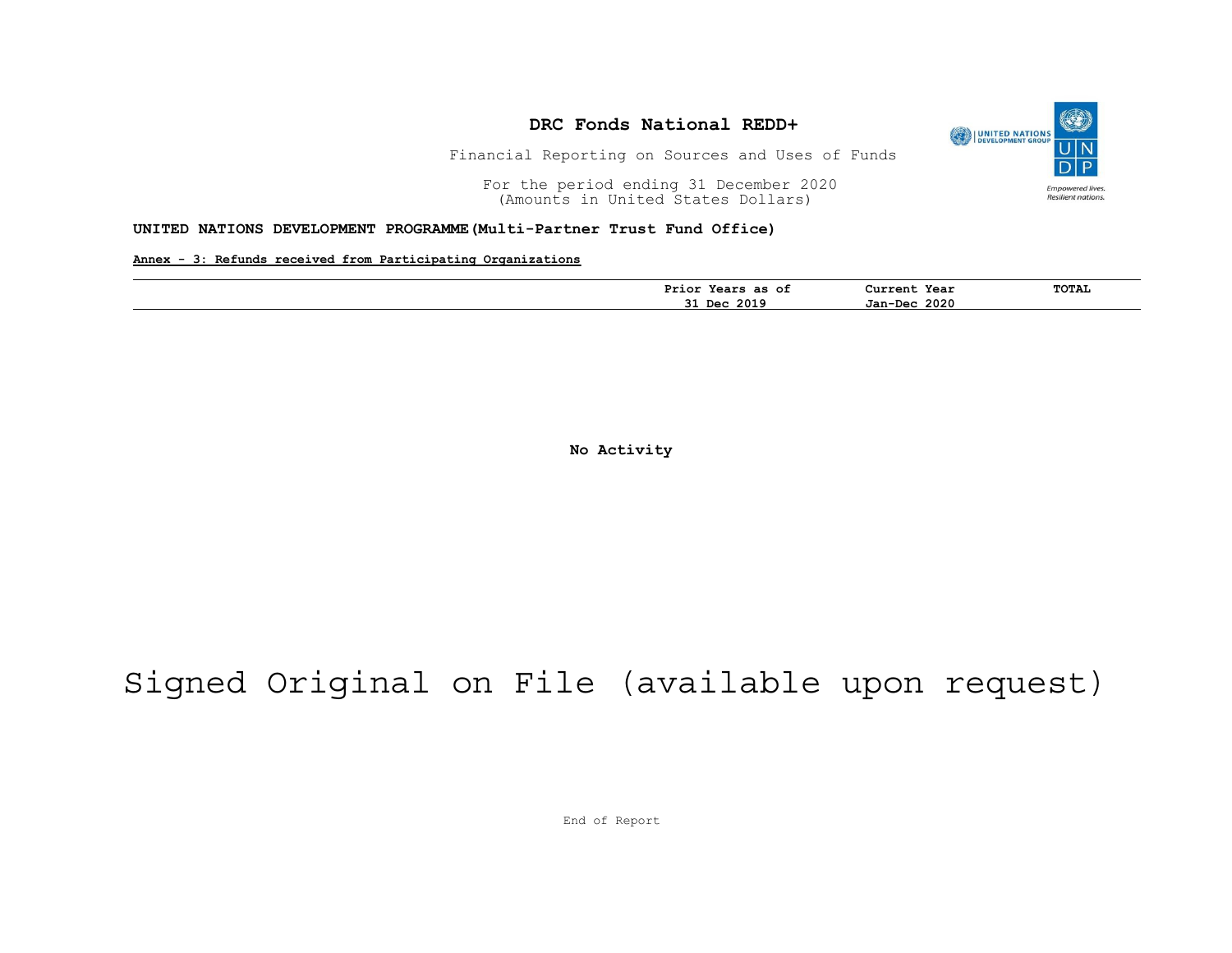# DRC Fonds National REDD+

Financial Reporting on Sources and Uses of Funds

For the period ending 31 December 2020
(Amounts in United States Dollars)

**UNITED NATIONS DEVELOPMENT PROGRAMME (Multi-Partner Trust Fund Office)**

**Annex - 3: Refunds received from Participating Organizations**

| | Prior Years as of 31 Dec 2019 | Current Year Jan-Dec 2020 | TOTAL |
|---|---|---|---|

**No Activity**

Signed Original on File (available upon request)

End of Report